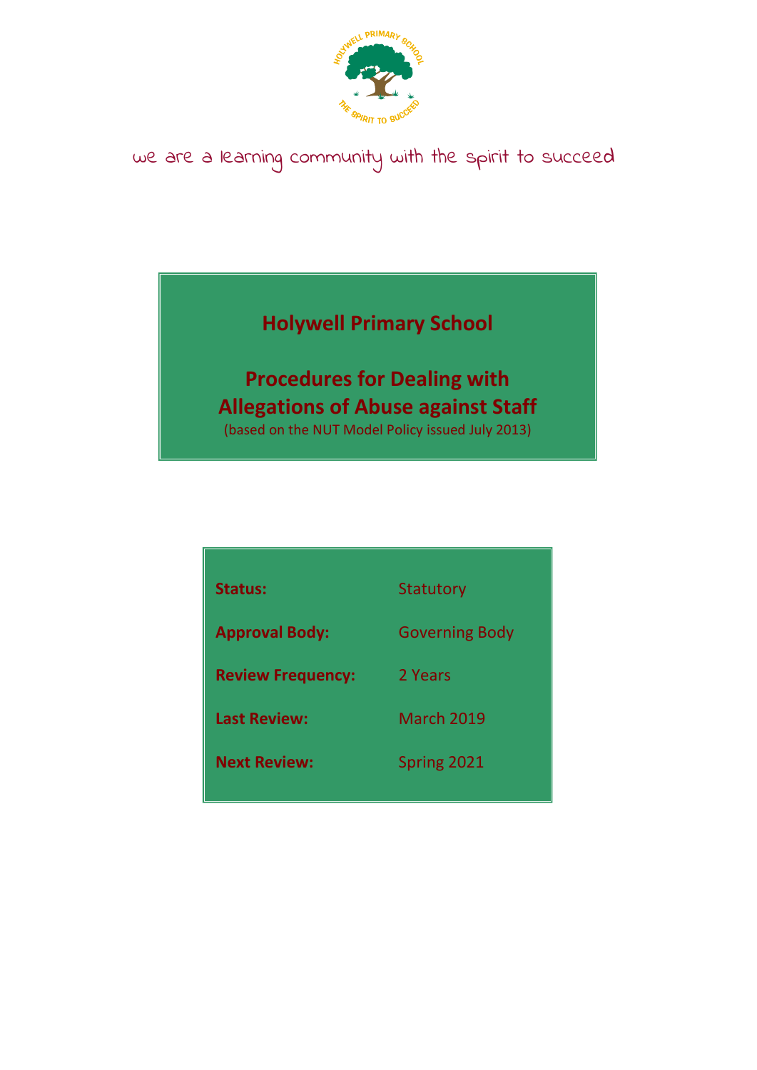we are a learning community with the spirit to succeed

# Holywell Primary School

## Procedures for Dealing with Allegations of Abuse against Staff

(based on the NUT Model Policy issued July 2013)

| | |
|---|---|
| **Status:** | Statutory |
| **Approval Body:** | Governing Body |
| **Review Frequency:** | 2 Years |
| **Last Review:** | March 2019 |
| **Next Review:** | Spring 2021 |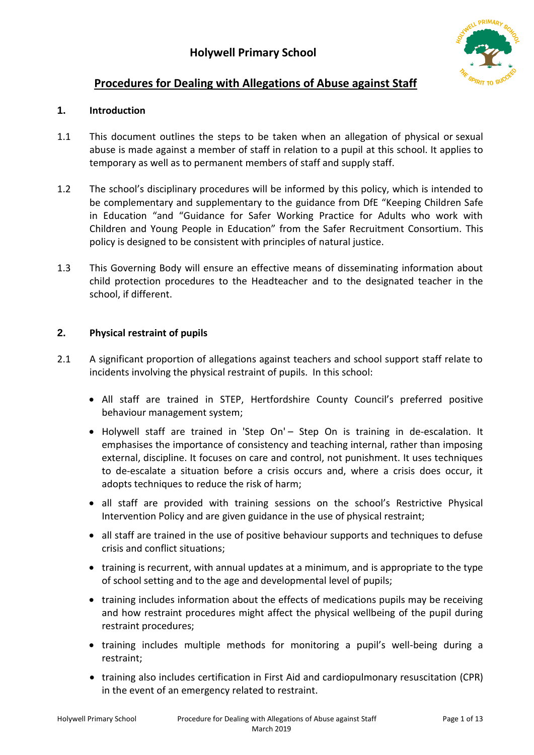# Holywell Primary School

## Procedures for Dealing with Allegations of Abuse against Staff

### 1. Introduction

1.1 This document outlines the steps to be taken when an allegation of physical or sexual abuse is made against a member of staff in relation to a pupil at this school. It applies to temporary as well as to permanent members of staff and supply staff.

1.2 The school's disciplinary procedures will be informed by this policy, which is intended to be complementary and supplementary to the guidance from DfE "Keeping Children Safe in Education "and "Guidance for Safer Working Practice for Adults who work with Children and Young People in Education" from the Safer Recruitment Consortium. This policy is designed to be consistent with principles of natural justice.

1.3 This Governing Body will ensure an effective means of disseminating information about child protection procedures to the Headteacher and to the designated teacher in the school, if different.

### 2. Physical restraint of pupils

2.1 A significant proportion of allegations against teachers and school support staff relate to incidents involving the physical restraint of pupils. In this school:

- All staff are trained in STEP, Hertfordshire County Council's preferred positive behaviour management system;
- Holywell staff are trained in 'Step On' – Step On is training in de-escalation. It emphasises the importance of consistency and teaching internal, rather than imposing external, discipline. It focuses on care and control, not punishment. It uses techniques to de-escalate a situation before a crisis occurs and, where a crisis does occur, it adopts techniques to reduce the risk of harm;
- all staff are provided with training sessions on the school's Restrictive Physical Intervention Policy and are given guidance in the use of physical restraint;
- all staff are trained in the use of positive behaviour supports and techniques to defuse crisis and conflict situations;
- training is recurrent, with annual updates at a minimum, and is appropriate to the type of school setting and to the age and developmental level of pupils;
- training includes information about the effects of medications pupils may be receiving and how restraint procedures might affect the physical wellbeing of the pupil during restraint procedures;
- training includes multiple methods for monitoring a pupil's well-being during a restraint;
- training also includes certification in First Aid and cardiopulmonary resuscitation (CPR) in the event of an emergency related to restraint.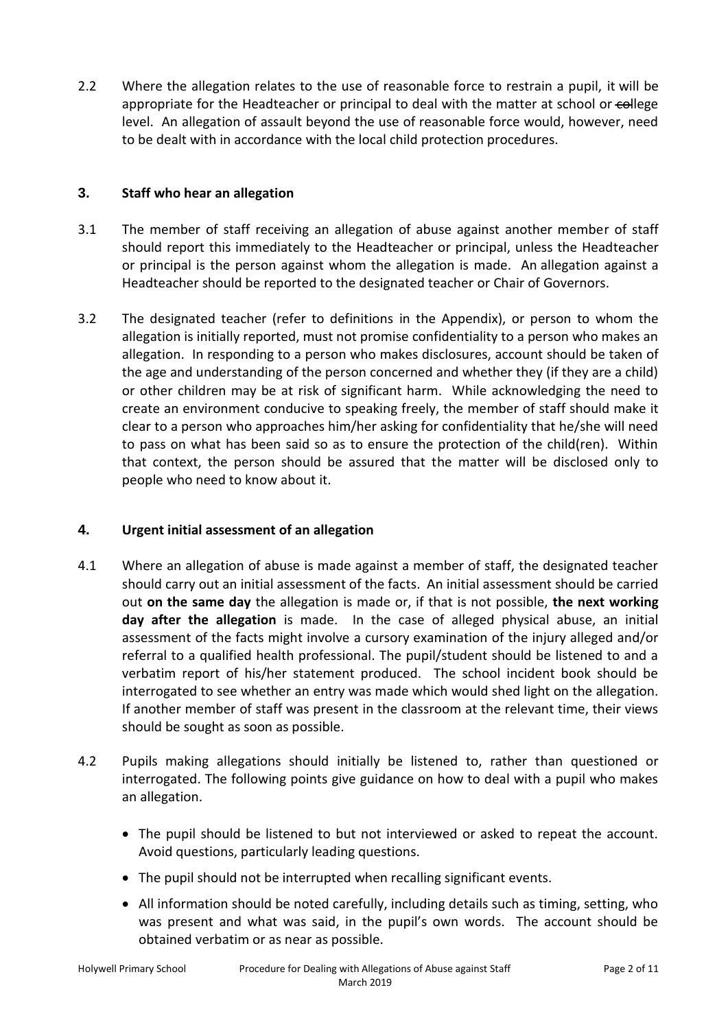2.2 Where the allegation relates to the use of reasonable force to restrain a pupil, it will be appropriate for the Headteacher or principal to deal with the matter at school or ~~co~~llege level. An allegation of assault beyond the use of reasonable force would, however, need to be dealt with in accordance with the local child protection procedures.

## 3. Staff who hear an allegation

3.1 The member of staff receiving an allegation of abuse against another member of staff should report this immediately to the Headteacher or principal, unless the Headteacher or principal is the person against whom the allegation is made. An allegation against a Headteacher should be reported to the designated teacher or Chair of Governors.

3.2 The designated teacher (refer to definitions in the Appendix), or person to whom the allegation is initially reported, must not promise confidentiality to a person who makes an allegation. In responding to a person who makes disclosures, account should be taken of the age and understanding of the person concerned and whether they (if they are a child) or other children may be at risk of significant harm. While acknowledging the need to create an environment conducive to speaking freely, the member of staff should make it clear to a person who approaches him/her asking for confidentiality that he/she will need to pass on what has been said so as to ensure the protection of the child(ren). Within that context, the person should be assured that the matter will be disclosed only to people who need to know about it.

## 4. Urgent initial assessment of an allegation

4.1 Where an allegation of abuse is made against a member of staff, the designated teacher should carry out an initial assessment of the facts. An initial assessment should be carried out **on the same day** the allegation is made or, if that is not possible, **the next working day after the allegation** is made. In the case of alleged physical abuse, an initial assessment of the facts might involve a cursory examination of the injury alleged and/or referral to a qualified health professional. The pupil/student should be listened to and a verbatim report of his/her statement produced. The school incident book should be interrogated to see whether an entry was made which would shed light on the allegation. If another member of staff was present in the classroom at the relevant time, their views should be sought as soon as possible.

4.2 Pupils making allegations should initially be listened to, rather than questioned or interrogated. The following points give guidance on how to deal with a pupil who makes an allegation.

- The pupil should be listened to but not interviewed or asked to repeat the account. Avoid questions, particularly leading questions.
- The pupil should not be interrupted when recalling significant events.
- All information should be noted carefully, including details such as timing, setting, who was present and what was said, in the pupil's own words. The account should be obtained verbatim or as near as possible.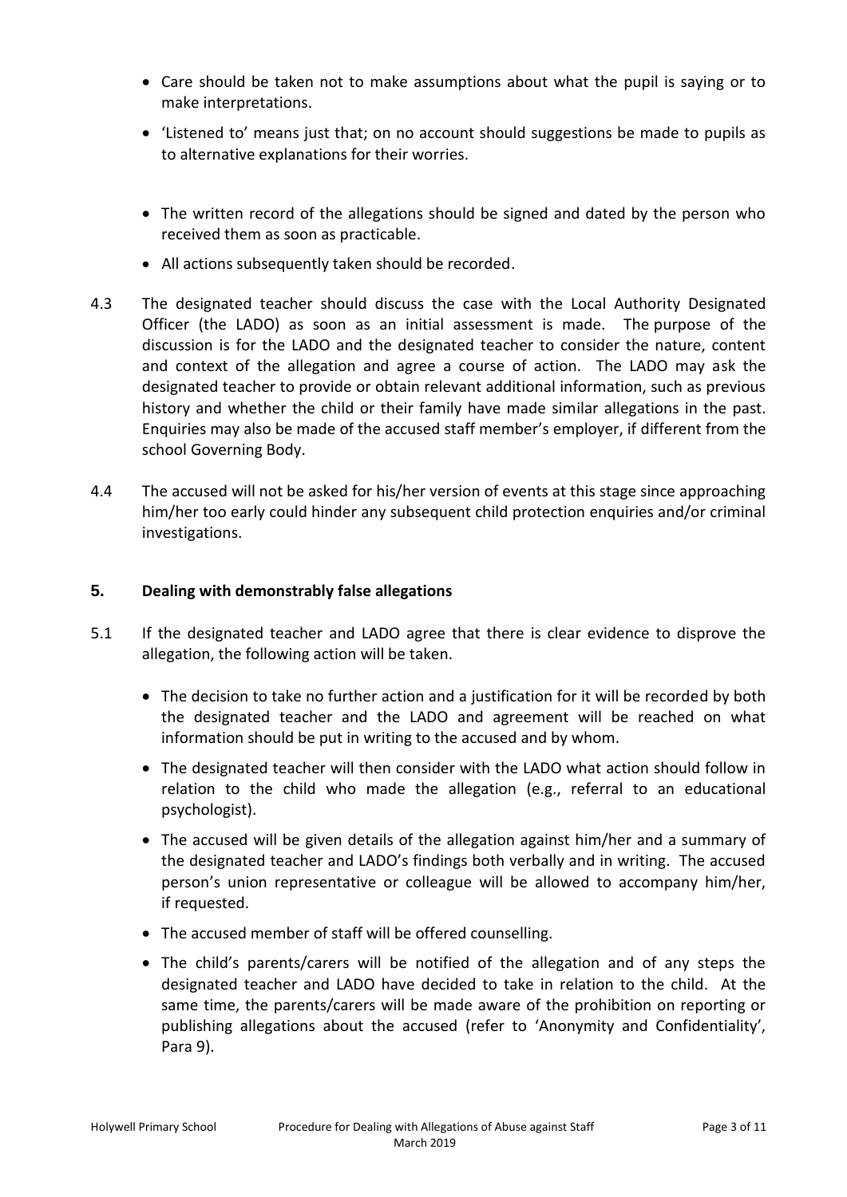- Care should be taken not to make assumptions about what the pupil is saying or to make interpretations.
- 'Listened to' means just that; on no account should suggestions be made to pupils as to alternative explanations for their worries.
- The written record of the allegations should be signed and dated by the person who received them as soon as practicable.
- All actions subsequently taken should be recorded.

4.3 The designated teacher should discuss the case with the Local Authority Designated Officer (the LADO) as soon as an initial assessment is made. The purpose of the discussion is for the LADO and the designated teacher to consider the nature, content and context of the allegation and agree a course of action. The LADO may ask the designated teacher to provide or obtain relevant additional information, such as previous history and whether the child or their family have made similar allegations in the past. Enquiries may also be made of the accused staff member's employer, if different from the school Governing Body.

4.4 The accused will not be asked for his/her version of events at this stage since approaching him/her too early could hinder any subsequent child protection enquiries and/or criminal investigations.

## 5. Dealing with demonstrably false allegations

5.1 If the designated teacher and LADO agree that there is clear evidence to disprove the allegation, the following action will be taken.

- The decision to take no further action and a justification for it will be recorded by both the designated teacher and the LADO and agreement will be reached on what information should be put in writing to the accused and by whom.
- The designated teacher will then consider with the LADO what action should follow in relation to the child who made the allegation (e.g., referral to an educational psychologist).
- The accused will be given details of the allegation against him/her and a summary of the designated teacher and LADO's findings both verbally and in writing. The accused person's union representative or colleague will be allowed to accompany him/her, if requested.
- The accused member of staff will be offered counselling.
- The child's parents/carers will be notified of the allegation and of any steps the designated teacher and LADO have decided to take in relation to the child. At the same time, the parents/carers will be made aware of the prohibition on reporting or publishing allegations about the accused (refer to 'Anonymity and Confidentiality', Para 9).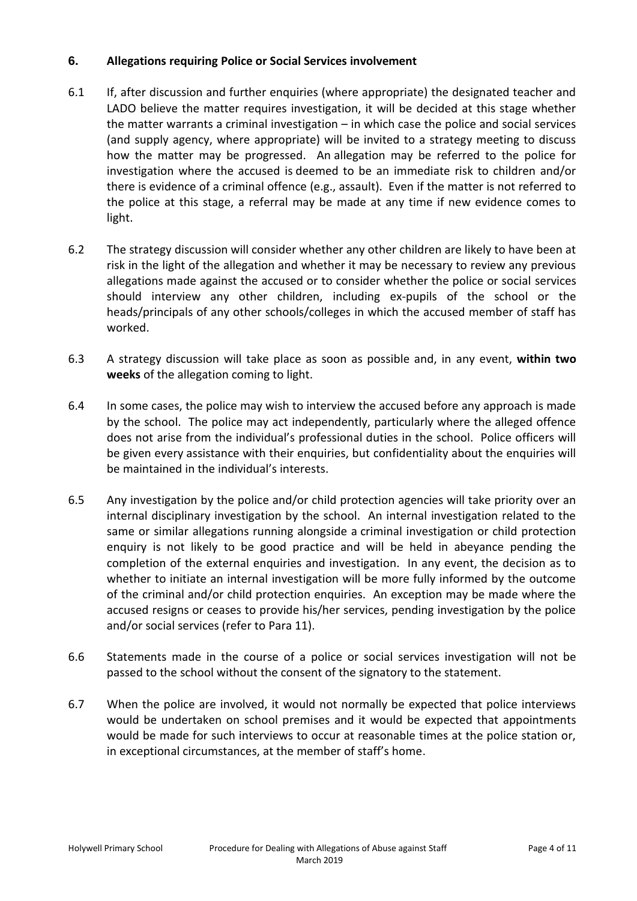## 6. Allegations requiring Police or Social Services involvement

6.1 If, after discussion and further enquiries (where appropriate) the designated teacher and LADO believe the matter requires investigation, it will be decided at this stage whether the matter warrants a criminal investigation – in which case the police and social services (and supply agency, where appropriate) will be invited to a strategy meeting to discuss how the matter may be progressed. An allegation may be referred to the police for investigation where the accused is deemed to be an immediate risk to children and/or there is evidence of a criminal offence (e.g., assault). Even if the matter is not referred to the police at this stage, a referral may be made at any time if new evidence comes to light.

6.2 The strategy discussion will consider whether any other children are likely to have been at risk in the light of the allegation and whether it may be necessary to review any previous allegations made against the accused or to consider whether the police or social services should interview any other children, including ex-pupils of the school or the heads/principals of any other schools/colleges in which the accused member of staff has worked.

6.3 A strategy discussion will take place as soon as possible and, in any event, **within two weeks** of the allegation coming to light.

6.4 In some cases, the police may wish to interview the accused before any approach is made by the school. The police may act independently, particularly where the alleged offence does not arise from the individual's professional duties in the school. Police officers will be given every assistance with their enquiries, but confidentiality about the enquiries will be maintained in the individual's interests.

6.5 Any investigation by the police and/or child protection agencies will take priority over an internal disciplinary investigation by the school. An internal investigation related to the same or similar allegations running alongside a criminal investigation or child protection enquiry is not likely to be good practice and will be held in abeyance pending the completion of the external enquiries and investigation. In any event, the decision as to whether to initiate an internal investigation will be more fully informed by the outcome of the criminal and/or child protection enquiries. An exception may be made where the accused resigns or ceases to provide his/her services, pending investigation by the police and/or social services (refer to Para 11).

6.6 Statements made in the course of a police or social services investigation will not be passed to the school without the consent of the signatory to the statement.

6.7 When the police are involved, it would not normally be expected that police interviews would be undertaken on school premises and it would be expected that appointments would be made for such interviews to occur at reasonable times at the police station or, in exceptional circumstances, at the member of staff's home.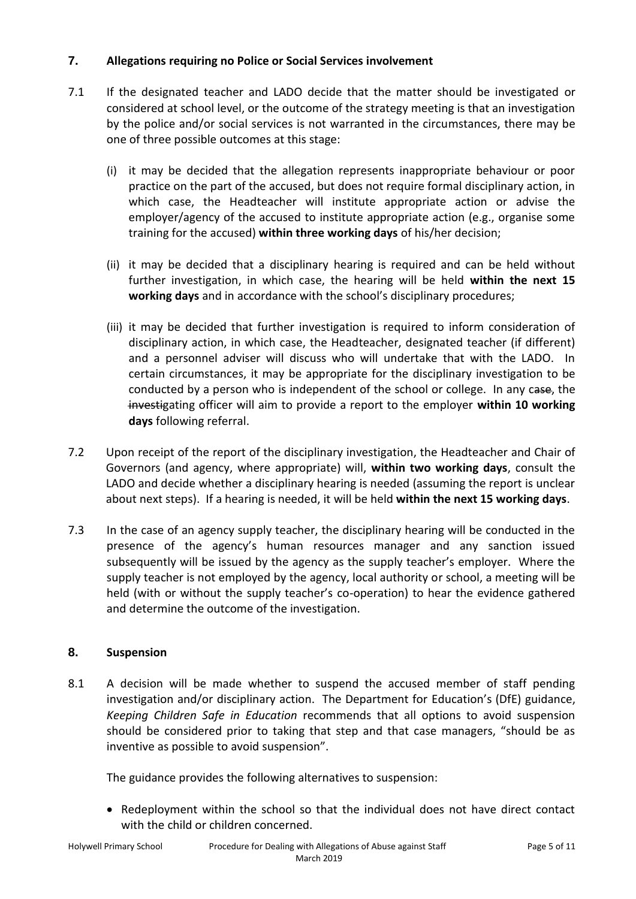## 7. Allegations requiring no Police or Social Services involvement

7.1 If the designated teacher and LADO decide that the matter should be investigated or considered at school level, or the outcome of the strategy meeting is that an investigation by the police and/or social services is not warranted in the circumstances, there may be one of three possible outcomes at this stage:

(i) it may be decided that the allegation represents inappropriate behaviour or poor practice on the part of the accused, but does not require formal disciplinary action, in which case, the Headteacher will institute appropriate action or advise the employer/agency of the accused to institute appropriate action (e.g., organise some training for the accused) **within three working days** of his/her decision;

(ii) it may be decided that a disciplinary hearing is required and can be held without further investigation, in which case, the hearing will be held **within the next 15 working days** and in accordance with the school's disciplinary procedures;

(iii) it may be decided that further investigation is required to inform consideration of disciplinary action, in which case, the Headteacher, designated teacher (if different) and a personnel adviser will discuss who will undertake that with the LADO. In certain circumstances, it may be appropriate for the disciplinary investigation to be conducted by a person who is independent of the school or college. In any c~~ase~~, the ~~investig~~ating officer will aim to provide a report to the employer **within 10 working days** following referral.

7.2 Upon receipt of the report of the disciplinary investigation, the Headteacher and Chair of Governors (and agency, where appropriate) will, **within two working days**, consult the LADO and decide whether a disciplinary hearing is needed (assuming the report is unclear about next steps). If a hearing is needed, it will be held **within the next 15 working days**.

7.3 In the case of an agency supply teacher, the disciplinary hearing will be conducted in the presence of the agency's human resources manager and any sanction issued subsequently will be issued by the agency as the supply teacher's employer. Where the supply teacher is not employed by the agency, local authority or school, a meeting will be held (with or without the supply teacher's co-operation) to hear the evidence gathered and determine the outcome of the investigation.

## 8. Suspension

8.1 A decision will be made whether to suspend the accused member of staff pending investigation and/or disciplinary action. The Department for Education's (DfE) guidance, *Keeping Children Safe in Education* recommends that all options to avoid suspension should be considered prior to taking that step and that case managers, "should be as inventive as possible to avoid suspension".

The guidance provides the following alternatives to suspension:

- Redeployment within the school so that the individual does not have direct contact with the child or children concerned.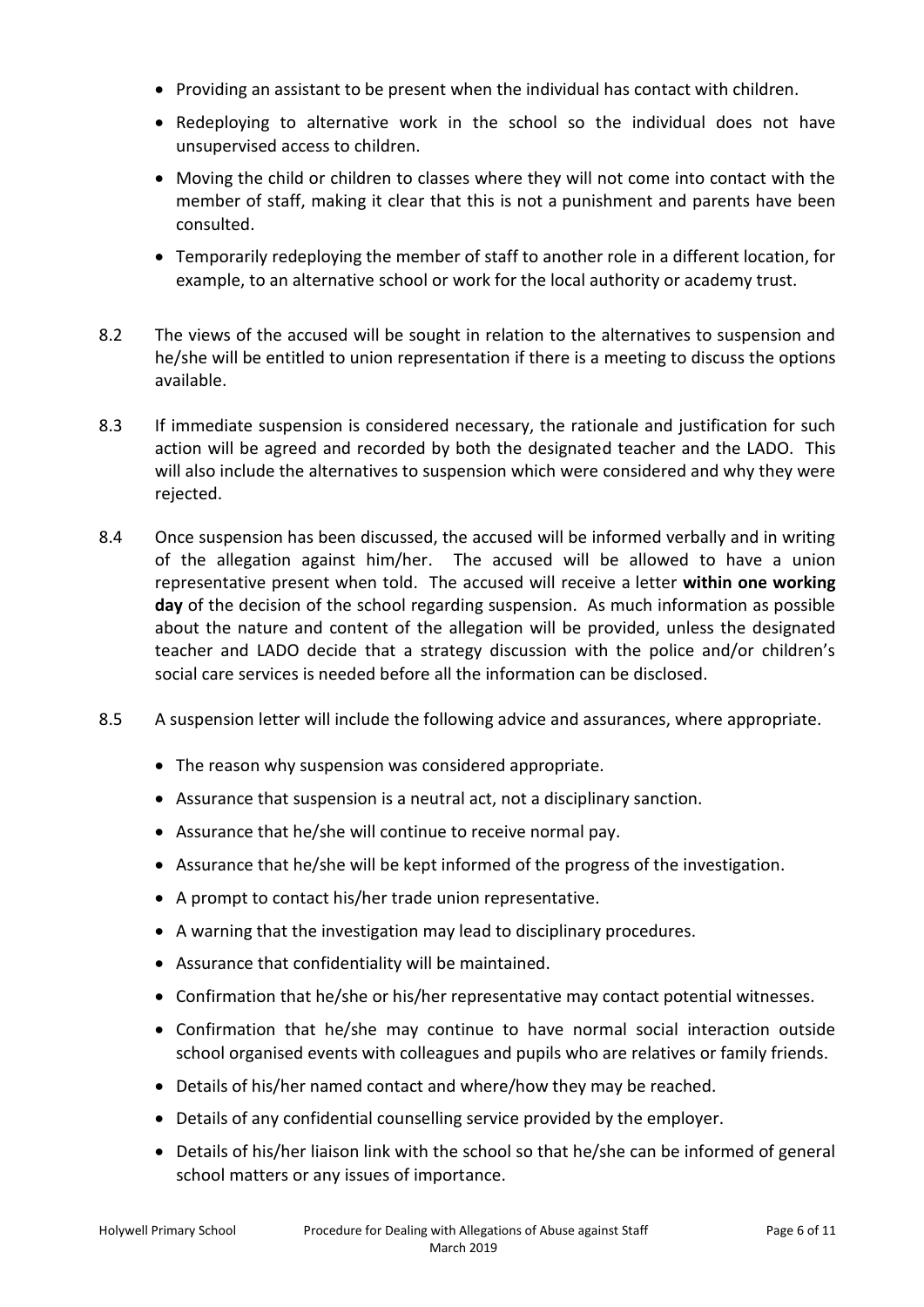- Providing an assistant to be present when the individual has contact with children.
- Redeploying to alternative work in the school so the individual does not have unsupervised access to children.
- Moving the child or children to classes where they will not come into contact with the member of staff, making it clear that this is not a punishment and parents have been consulted.
- Temporarily redeploying the member of staff to another role in a different location, for example, to an alternative school or work for the local authority or academy trust.

8.2 The views of the accused will be sought in relation to the alternatives to suspension and he/she will be entitled to union representation if there is a meeting to discuss the options available.

8.3 If immediate suspension is considered necessary, the rationale and justification for such action will be agreed and recorded by both the designated teacher and the LADO. This will also include the alternatives to suspension which were considered and why they were rejected.

8.4 Once suspension has been discussed, the accused will be informed verbally and in writing of the allegation against him/her. The accused will be allowed to have a union representative present when told. The accused will receive a letter **within one working day** of the decision of the school regarding suspension. As much information as possible about the nature and content of the allegation will be provided, unless the designated teacher and LADO decide that a strategy discussion with the police and/or children's social care services is needed before all the information can be disclosed.

8.5 A suspension letter will include the following advice and assurances, where appropriate.

- The reason why suspension was considered appropriate.
- Assurance that suspension is a neutral act, not a disciplinary sanction.
- Assurance that he/she will continue to receive normal pay.
- Assurance that he/she will be kept informed of the progress of the investigation.
- A prompt to contact his/her trade union representative.
- A warning that the investigation may lead to disciplinary procedures.
- Assurance that confidentiality will be maintained.
- Confirmation that he/she or his/her representative may contact potential witnesses.
- Confirmation that he/she may continue to have normal social interaction outside school organised events with colleagues and pupils who are relatives or family friends.
- Details of his/her named contact and where/how they may be reached.
- Details of any confidential counselling service provided by the employer.
- Details of his/her liaison link with the school so that he/she can be informed of general school matters or any issues of importance.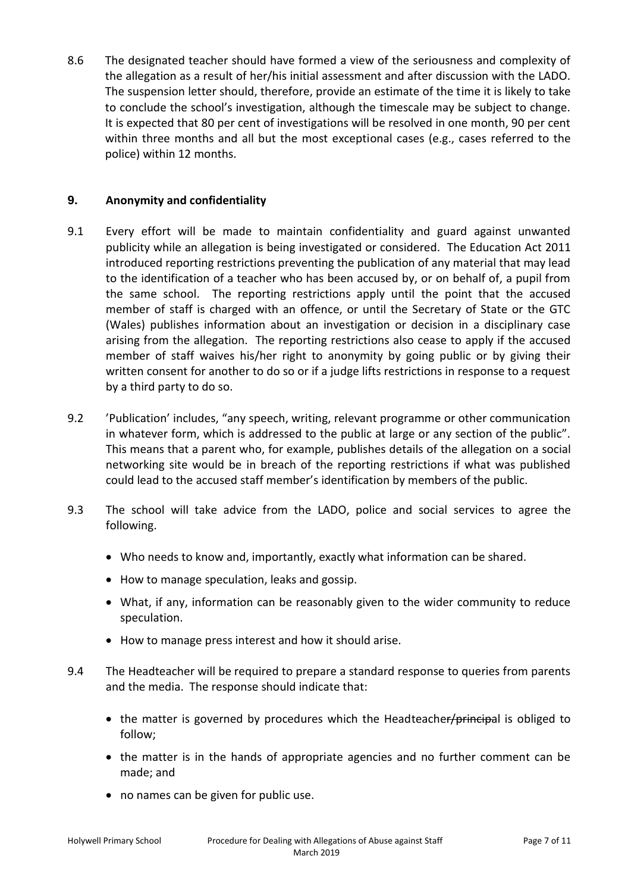8.6 The designated teacher should have formed a view of the seriousness and complexity of the allegation as a result of her/his initial assessment and after discussion with the LADO. The suspension letter should, therefore, provide an estimate of the time it is likely to take to conclude the school's investigation, although the timescale may be subject to change. It is expected that 80 per cent of investigations will be resolved in one month, 90 per cent within three months and all but the most exceptional cases (e.g., cases referred to the police) within 12 months.

## 9. Anonymity and confidentiality

9.1 Every effort will be made to maintain confidentiality and guard against unwanted publicity while an allegation is being investigated or considered. The Education Act 2011 introduced reporting restrictions preventing the publication of any material that may lead to the identification of a teacher who has been accused by, or on behalf of, a pupil from the same school. The reporting restrictions apply until the point that the accused member of staff is charged with an offence, or until the Secretary of State or the GTC (Wales) publishes information about an investigation or decision in a disciplinary case arising from the allegation. The reporting restrictions also cease to apply if the accused member of staff waives his/her right to anonymity by going public or by giving their written consent for another to do so or if a judge lifts restrictions in response to a request by a third party to do so.

9.2 'Publication' includes, "any speech, writing, relevant programme or other communication in whatever form, which is addressed to the public at large or any section of the public". This means that a parent who, for example, publishes details of the allegation on a social networking site would be in breach of the reporting restrictions if what was published could lead to the accused staff member's identification by members of the public.

9.3 The school will take advice from the LADO, police and social services to agree the following.

- Who needs to know and, importantly, exactly what information can be shared.
- How to manage speculation, leaks and gossip.
- What, if any, information can be reasonably given to the wider community to reduce speculation.
- How to manage press interest and how it should arise.

9.4 The Headteacher will be required to prepare a standard response to queries from parents and the media. The response should indicate that:

- the matter is governed by procedures which the Headteacher~~/principa~~l is obliged to follow;
- the matter is in the hands of appropriate agencies and no further comment can be made; and
- no names can be given for public use.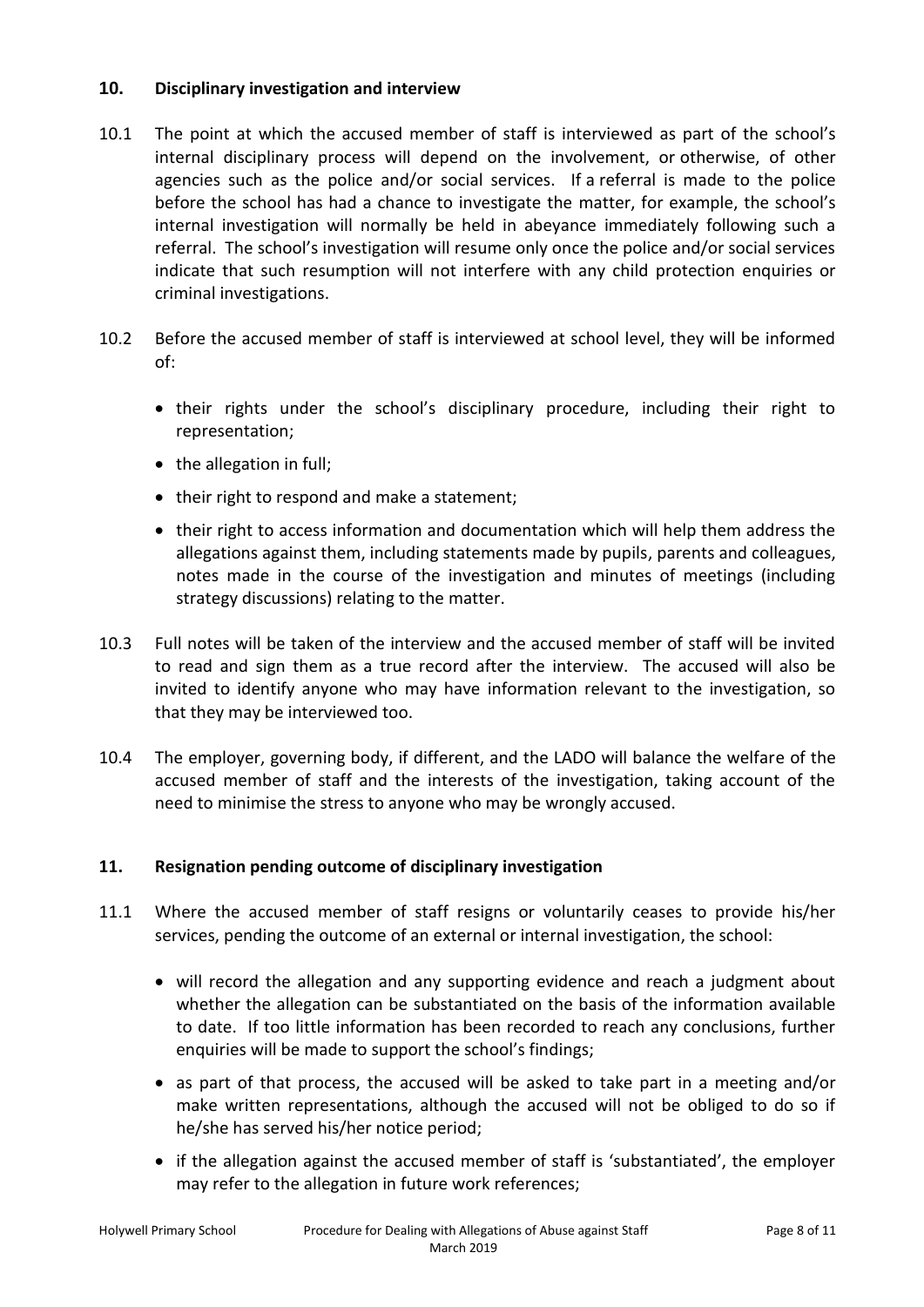## 10. Disciplinary investigation and interview

10.1 The point at which the accused member of staff is interviewed as part of the school's internal disciplinary process will depend on the involvement, or otherwise, of other agencies such as the police and/or social services. If a referral is made to the police before the school has had a chance to investigate the matter, for example, the school's internal investigation will normally be held in abeyance immediately following such a referral. The school's investigation will resume only once the police and/or social services indicate that such resumption will not interfere with any child protection enquiries or criminal investigations.

10.2 Before the accused member of staff is interviewed at school level, they will be informed of:

- their rights under the school's disciplinary procedure, including their right to representation;
- the allegation in full;
- their right to respond and make a statement;
- their right to access information and documentation which will help them address the allegations against them, including statements made by pupils, parents and colleagues, notes made in the course of the investigation and minutes of meetings (including strategy discussions) relating to the matter.

10.3 Full notes will be taken of the interview and the accused member of staff will be invited to read and sign them as a true record after the interview. The accused will also be invited to identify anyone who may have information relevant to the investigation, so that they may be interviewed too.

10.4 The employer, governing body, if different, and the LADO will balance the welfare of the accused member of staff and the interests of the investigation, taking account of the need to minimise the stress to anyone who may be wrongly accused.

## 11. Resignation pending outcome of disciplinary investigation

11.1 Where the accused member of staff resigns or voluntarily ceases to provide his/her services, pending the outcome of an external or internal investigation, the school:

- will record the allegation and any supporting evidence and reach a judgment about whether the allegation can be substantiated on the basis of the information available to date. If too little information has been recorded to reach any conclusions, further enquiries will be made to support the school's findings;
- as part of that process, the accused will be asked to take part in a meeting and/or make written representations, although the accused will not be obliged to do so if he/she has served his/her notice period;
- if the allegation against the accused member of staff is 'substantiated', the employer may refer to the allegation in future work references;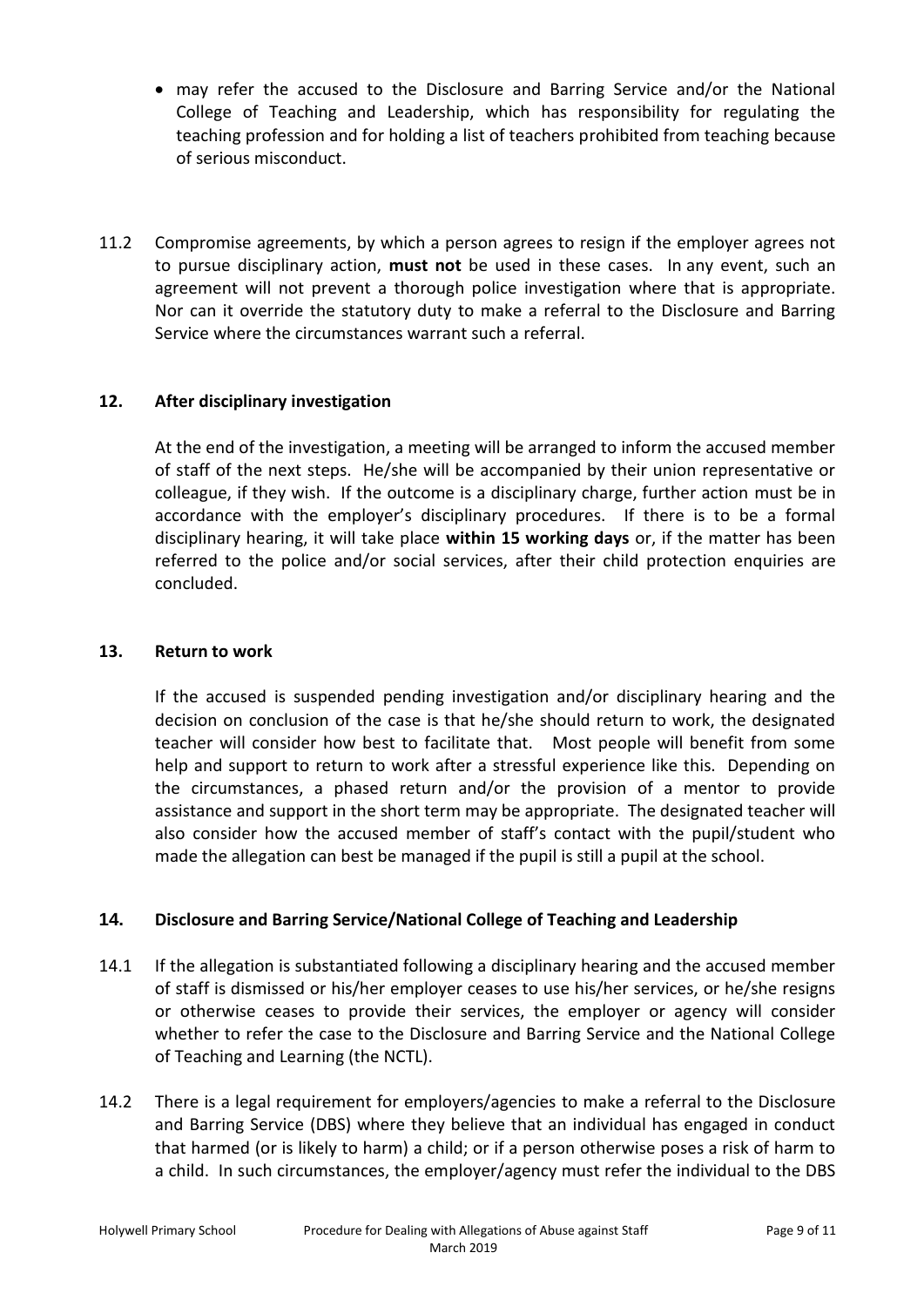- may refer the accused to the Disclosure and Barring Service and/or the National College of Teaching and Leadership, which has responsibility for regulating the teaching profession and for holding a list of teachers prohibited from teaching because of serious misconduct.

11.2 Compromise agreements, by which a person agrees to resign if the employer agrees not to pursue disciplinary action, **must not** be used in these cases. In any event, such an agreement will not prevent a thorough police investigation where that is appropriate. Nor can it override the statutory duty to make a referral to the Disclosure and Barring Service where the circumstances warrant such a referral.

## 12. After disciplinary investigation

At the end of the investigation, a meeting will be arranged to inform the accused member of staff of the next steps. He/she will be accompanied by their union representative or colleague, if they wish. If the outcome is a disciplinary charge, further action must be in accordance with the employer's disciplinary procedures. If there is to be a formal disciplinary hearing, it will take place **within 15 working days** or, if the matter has been referred to the police and/or social services, after their child protection enquiries are concluded.

## 13. Return to work

If the accused is suspended pending investigation and/or disciplinary hearing and the decision on conclusion of the case is that he/she should return to work, the designated teacher will consider how best to facilitate that. Most people will benefit from some help and support to return to work after a stressful experience like this. Depending on the circumstances, a phased return and/or the provision of a mentor to provide assistance and support in the short term may be appropriate. The designated teacher will also consider how the accused member of staff's contact with the pupil/student who made the allegation can best be managed if the pupil is still a pupil at the school.

## 14. Disclosure and Barring Service/National College of Teaching and Leadership

14.1 If the allegation is substantiated following a disciplinary hearing and the accused member of staff is dismissed or his/her employer ceases to use his/her services, or he/she resigns or otherwise ceases to provide their services, the employer or agency will consider whether to refer the case to the Disclosure and Barring Service and the National College of Teaching and Learning (the NCTL).

14.2 There is a legal requirement for employers/agencies to make a referral to the Disclosure and Barring Service (DBS) where they believe that an individual has engaged in conduct that harmed (or is likely to harm) a child; or if a person otherwise poses a risk of harm to a child. In such circumstances, the employer/agency must refer the individual to the DBS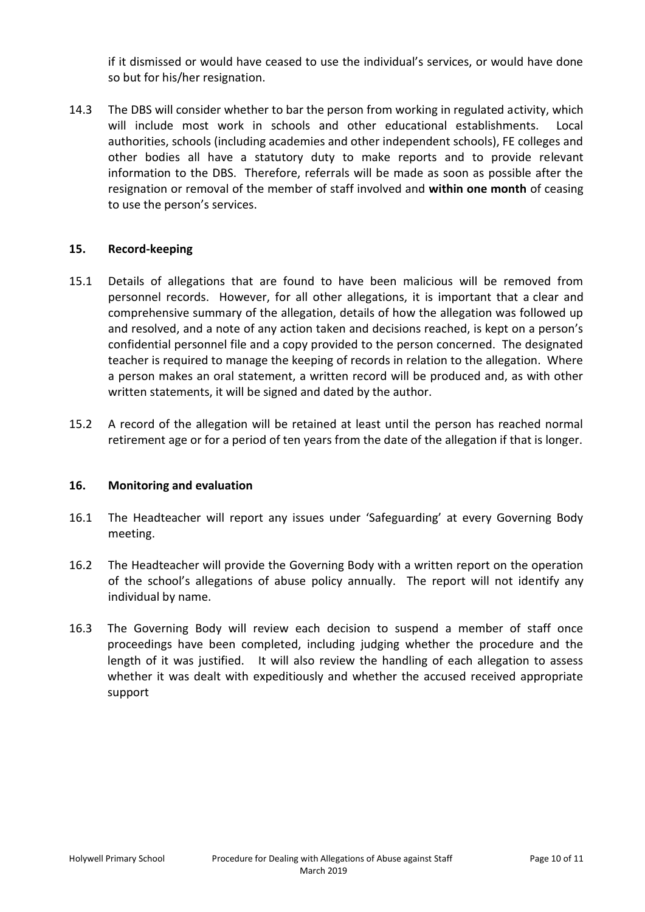if it dismissed or would have ceased to use the individual's services, or would have done so but for his/her resignation.

14.3 The DBS will consider whether to bar the person from working in regulated activity, which will include most work in schools and other educational establishments. Local authorities, schools (including academies and other independent schools), FE colleges and other bodies all have a statutory duty to make reports and to provide relevant information to the DBS. Therefore, referrals will be made as soon as possible after the resignation or removal of the member of staff involved and **within one month** of ceasing to use the person's services.

## 15. Record-keeping

15.1 Details of allegations that are found to have been malicious will be removed from personnel records. However, for all other allegations, it is important that a clear and comprehensive summary of the allegation, details of how the allegation was followed up and resolved, and a note of any action taken and decisions reached, is kept on a person's confidential personnel file and a copy provided to the person concerned. The designated teacher is required to manage the keeping of records in relation to the allegation. Where a person makes an oral statement, a written record will be produced and, as with other written statements, it will be signed and dated by the author.

15.2 A record of the allegation will be retained at least until the person has reached normal retirement age or for a period of ten years from the date of the allegation if that is longer.

## 16. Monitoring and evaluation

16.1 The Headteacher will report any issues under 'Safeguarding' at every Governing Body meeting.

16.2 The Headteacher will provide the Governing Body with a written report on the operation of the school's allegations of abuse policy annually. The report will not identify any individual by name.

16.3 The Governing Body will review each decision to suspend a member of staff once proceedings have been completed, including judging whether the procedure and the length of it was justified. It will also review the handling of each allegation to assess whether it was dealt with expeditiously and whether the accused received appropriate support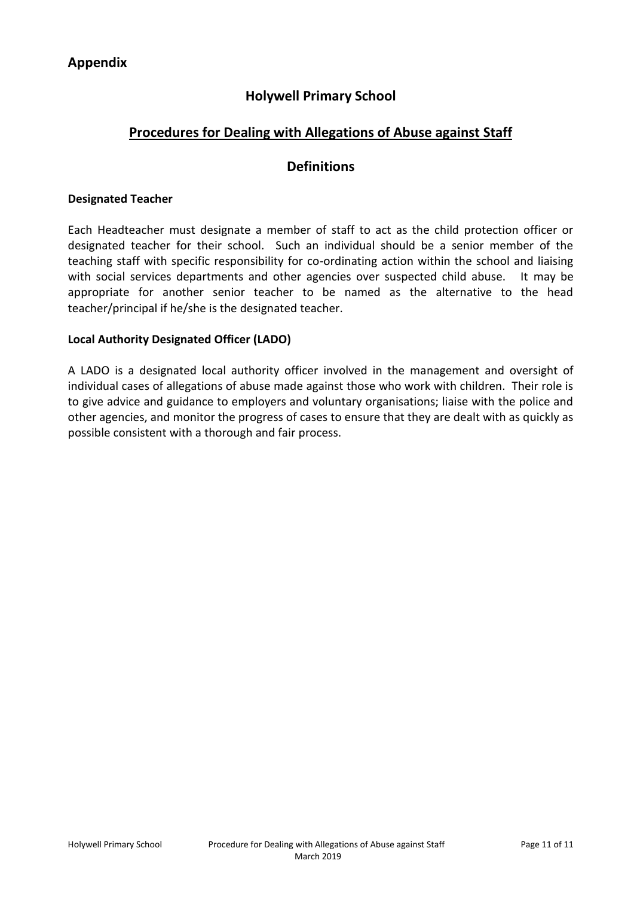## Appendix

### Holywell Primary School

### Procedures for Dealing with Allegations of Abuse against Staff

### Definitions

**Designated Teacher**

Each Headteacher must designate a member of staff to act as the child protection officer or designated teacher for their school. Such an individual should be a senior member of the teaching staff with specific responsibility for co-ordinating action within the school and liaising with social services departments and other agencies over suspected child abuse. It may be appropriate for another senior teacher to be named as the alternative to the head teacher/principal if he/she is the designated teacher.

**Local Authority Designated Officer (LADO)**

A LADO is a designated local authority officer involved in the management and oversight of individual cases of allegations of abuse made against those who work with children. Their role is to give advice and guidance to employers and voluntary organisations; liaise with the police and other agencies, and monitor the progress of cases to ensure that they are dealt with as quickly as possible consistent with a thorough and fair process.